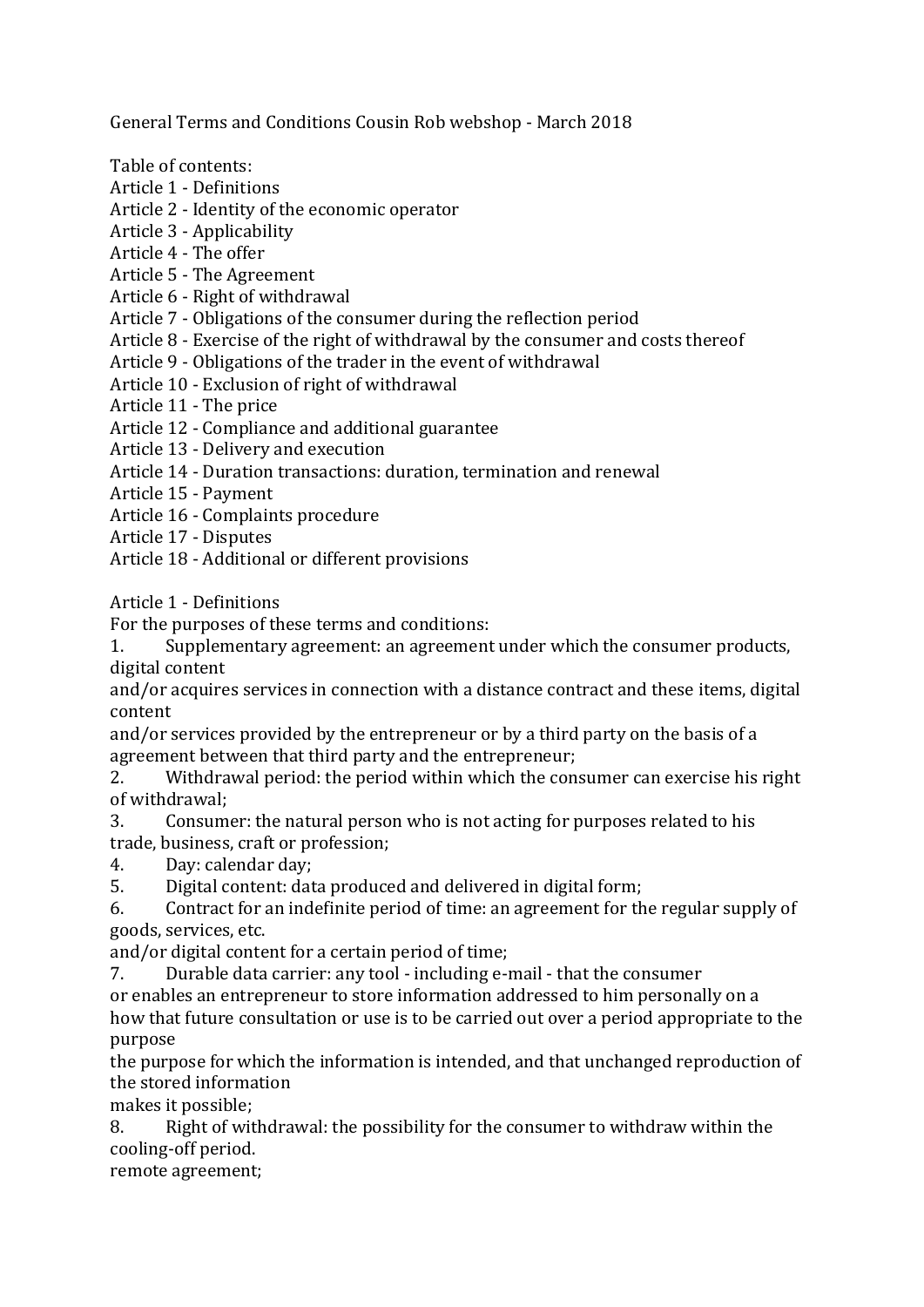General Terms and Conditions Cousin Rob webshop - March 2018

Table of contents:
Article 1 - Definitions
Article 2 - Identity of the economic operator
Article 3 - Applicability
Article 4 - The offer
Article 5 - The Agreement
Article 6 - Right of withdrawal
Article 7 - Obligations of the consumer during the reflection period
Article 8 - Exercise of the right of withdrawal by the consumer and costs thereof
Article 9 - Obligations of the trader in the event of withdrawal
Article 10 - Exclusion of right of withdrawal
Article 11 - The price
Article 12 - Compliance and additional guarantee
Article 13 - Delivery and execution
Article 14 - Duration transactions: duration, termination and renewal
Article 15 - Payment
Article 16 - Complaints procedure
Article 17 - Disputes
Article 18 - Additional or different provisions

Article 1 - Definitions
For the purposes of these terms and conditions:

1. Supplementary agreement: an agreement under which the consumer products, digital content
and/or acquires services in connection with a distance contract and these items, digital content
and/or services provided by the entrepreneur or by a third party on the basis of a agreement between that third party and the entrepreneur;
2. Withdrawal period: the period within which the consumer can exercise his right of withdrawal;
3. Consumer: the natural person who is not acting for purposes related to his trade, business, craft or profession;
4. Day: calendar day;
5. Digital content: data produced and delivered in digital form;
6. Contract for an indefinite period of time: an agreement for the regular supply of goods, services, etc.
and/or digital content for a certain period of time;
7. Durable data carrier: any tool - including e-mail - that the consumer
or enables an entrepreneur to store information addressed to him personally on a how that future consultation or use is to be carried out over a period appropriate to the purpose
the purpose for which the information is intended, and that unchanged reproduction of the stored information
makes it possible;
8. Right of withdrawal: the possibility for the consumer to withdraw within the cooling-off period.
remote agreement;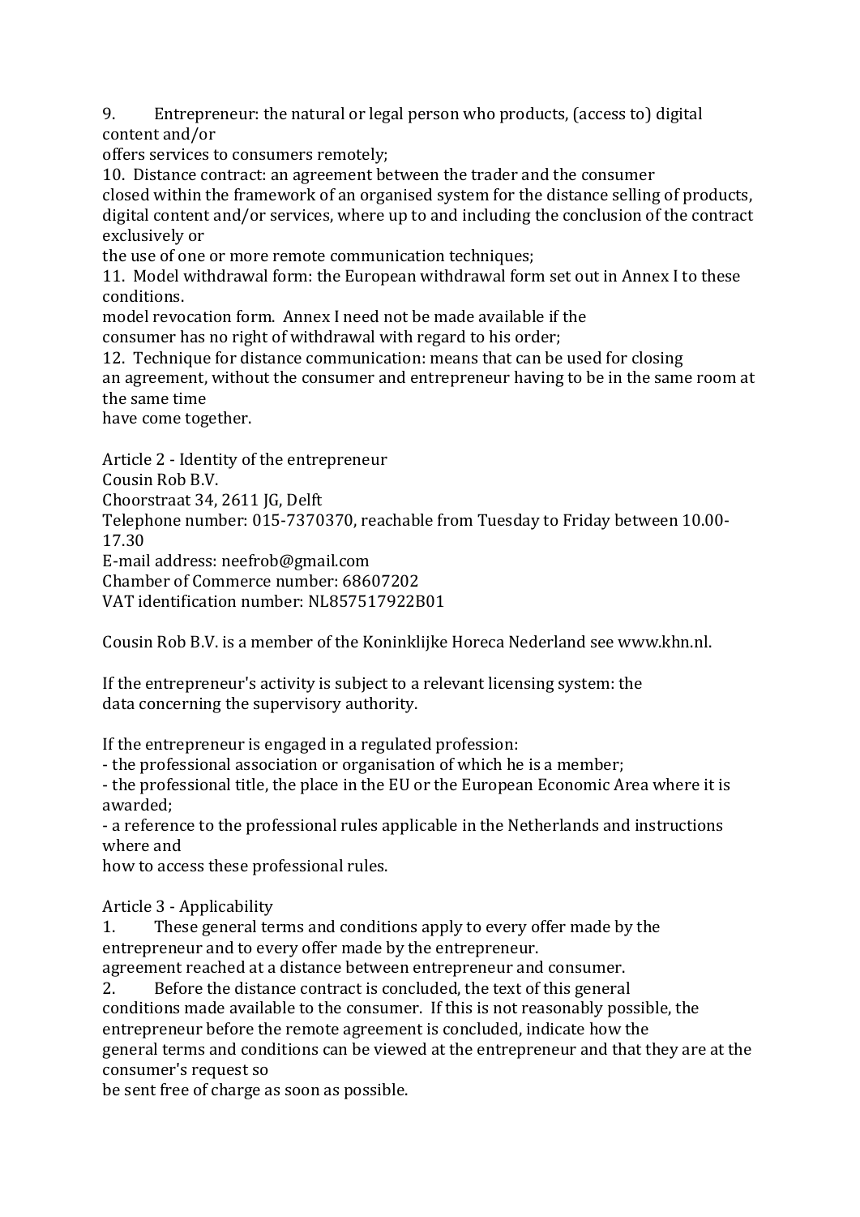9. Entrepreneur: the natural or legal person who products, (access to) digital content and/or
offers services to consumers remotely;
10. Distance contract: an agreement between the trader and the consumer
closed within the framework of an organised system for the distance selling of products, digital content and/or services, where up to and including the conclusion of the contract exclusively or
the use of one or more remote communication techniques;
11. Model withdrawal form: the European withdrawal form set out in Annex I to these conditions.
model revocation form. Annex I need not be made available if the
consumer has no right of withdrawal with regard to his order;
12. Technique for distance communication: means that can be used for closing
an agreement, without the consumer and entrepreneur having to be in the same room at the same time
have come together.

Article 2 - Identity of the entrepreneur
Cousin Rob B.V.
Choorstraat 34, 2611 JG, Delft
Telephone number: 015-7370370, reachable from Tuesday to Friday between 10.00-17.30
E-mail address: neefrob@gmail.com
Chamber of Commerce number: 68607202
VAT identification number: NL857517922B01

Cousin Rob B.V. is a member of the Koninklijke Horeca Nederland see www.khn.nl.

If the entrepreneur's activity is subject to a relevant licensing system: the
data concerning the supervisory authority.

If the entrepreneur is engaged in a regulated profession:
- the professional association or organisation of which he is a member;
- the professional title, the place in the EU or the European Economic Area where it is awarded;
- a reference to the professional rules applicable in the Netherlands and instructions where and
how to access these professional rules.

Article 3 - Applicability
1. These general terms and conditions apply to every offer made by the entrepreneur and to every offer made by the entrepreneur.
agreement reached at a distance between entrepreneur and consumer.
2. Before the distance contract is concluded, the text of this general
conditions made available to the consumer. If this is not reasonably possible, the entrepreneur before the remote agreement is concluded, indicate how the
general terms and conditions can be viewed at the entrepreneur and that they are at the consumer's request so
be sent free of charge as soon as possible.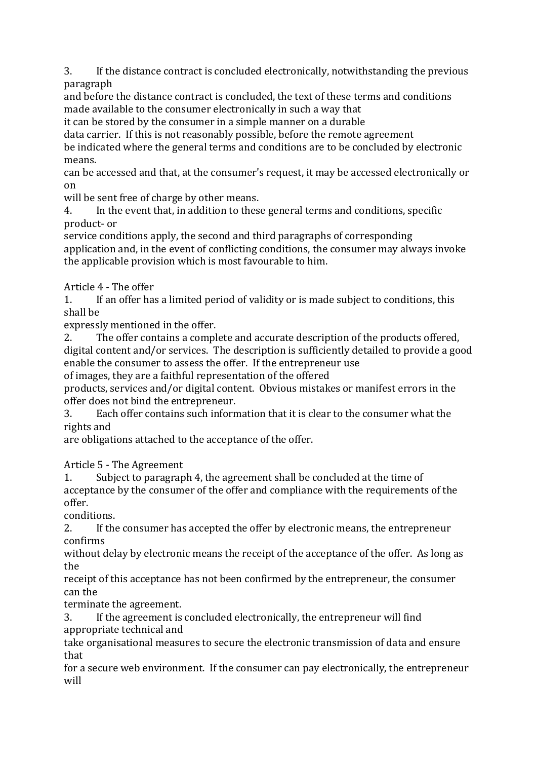3. If the distance contract is concluded electronically, notwithstanding the previous paragraph and before the distance contract is concluded, the text of these terms and conditions made available to the consumer electronically in such a way that it can be stored by the consumer in a simple manner on a durable data carrier. If this is not reasonably possible, before the remote agreement be indicated where the general terms and conditions are to be concluded by electronic means.
can be accessed and that, at the consumer's request, it may be accessed electronically or on
will be sent free of charge by other means.

4. In the event that, in addition to these general terms and conditions, specific product- or service conditions apply, the second and third paragraphs of corresponding application and, in the event of conflicting conditions, the consumer may always invoke the applicable provision which is most favourable to him.

Article 4 - The offer

1. If an offer has a limited period of validity or is made subject to conditions, this shall be expressly mentioned in the offer.
2. The offer contains a complete and accurate description of the products offered, digital content and/or services. The description is sufficiently detailed to provide a good enable the consumer to assess the offer. If the entrepreneur use of images, they are a faithful representation of the offered products, services and/or digital content. Obvious mistakes or manifest errors in the offer does not bind the entrepreneur.
3. Each offer contains such information that it is clear to the consumer what the rights and are obligations attached to the acceptance of the offer.

Article 5 - The Agreement

1. Subject to paragraph 4, the agreement shall be concluded at the time of acceptance by the consumer of the offer and compliance with the requirements of the offer.
conditions.
2. If the consumer has accepted the offer by electronic means, the entrepreneur confirms without delay by electronic means the receipt of the acceptance of the offer. As long as the receipt of this acceptance has not been confirmed by the entrepreneur, the consumer can the terminate the agreement.
3. If the agreement is concluded electronically, the entrepreneur will find appropriate technical and take organisational measures to secure the electronic transmission of data and ensure that for a secure web environment. If the consumer can pay electronically, the entrepreneur will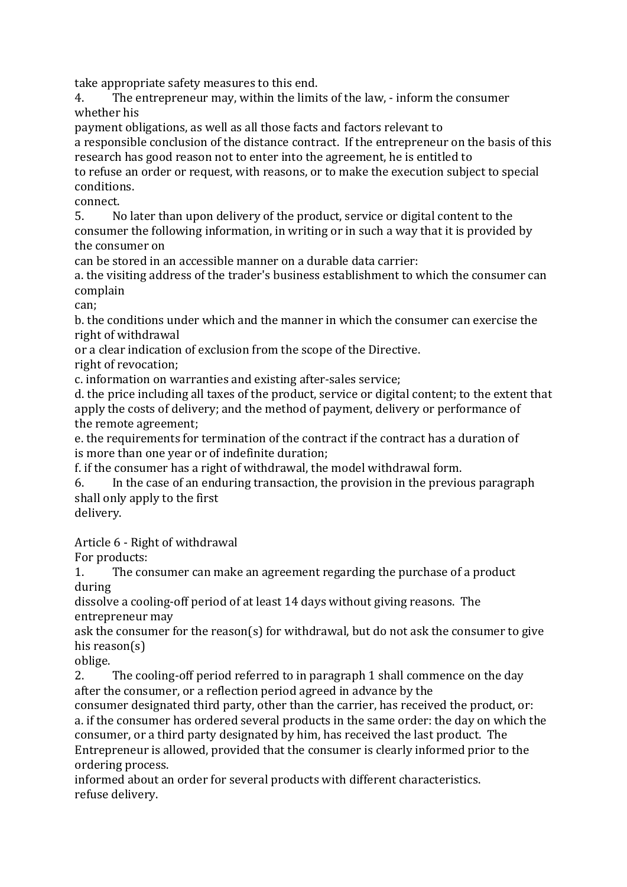take appropriate safety measures to this end.

4. The entrepreneur may, within the limits of the law, - inform the consumer whether his
payment obligations, as well as all those facts and factors relevant to
a responsible conclusion of the distance contract. If the entrepreneur on the basis of this research has good reason not to enter into the agreement, he is entitled to
to refuse an order or request, with reasons, or to make the execution subject to special conditions.
connect.

5. No later than upon delivery of the product, service or digital content to the consumer the following information, in writing or in such a way that it is provided by the consumer on
can be stored in an accessible manner on a durable data carrier:

a. the visiting address of the trader's business establishment to which the consumer can complain
can;
b. the conditions under which and the manner in which the consumer can exercise the right of withdrawal
or a clear indication of exclusion from the scope of the Directive.
right of revocation;
c. information on warranties and existing after-sales service;
d. the price including all taxes of the product, service or digital content; to the extent that apply the costs of delivery; and the method of payment, delivery or performance of
the remote agreement;
e. the requirements for termination of the contract if the contract has a duration of
is more than one year or of indefinite duration;
f. if the consumer has a right of withdrawal, the model withdrawal form.

6. In the case of an enduring transaction, the provision in the previous paragraph shall only apply to the first
delivery.

Article 6 - Right of withdrawal

For products:

1. The consumer can make an agreement regarding the purchase of a product during
dissolve a cooling-off period of at least 14 days without giving reasons. The entrepreneur may
ask the consumer for the reason(s) for withdrawal, but do not ask the consumer to give his reason(s)
oblige.

2. The cooling-off period referred to in paragraph 1 shall commence on the day after the consumer, or a reflection period agreed in advance by the
consumer designated third party, other than the carrier, has received the product, or:

a. if the consumer has ordered several products in the same order: the day on which the consumer, or a third party designated by him, has received the last product. The Entrepreneur is allowed, provided that the consumer is clearly informed prior to the ordering process.
informed about an order for several products with different characteristics.
refuse delivery.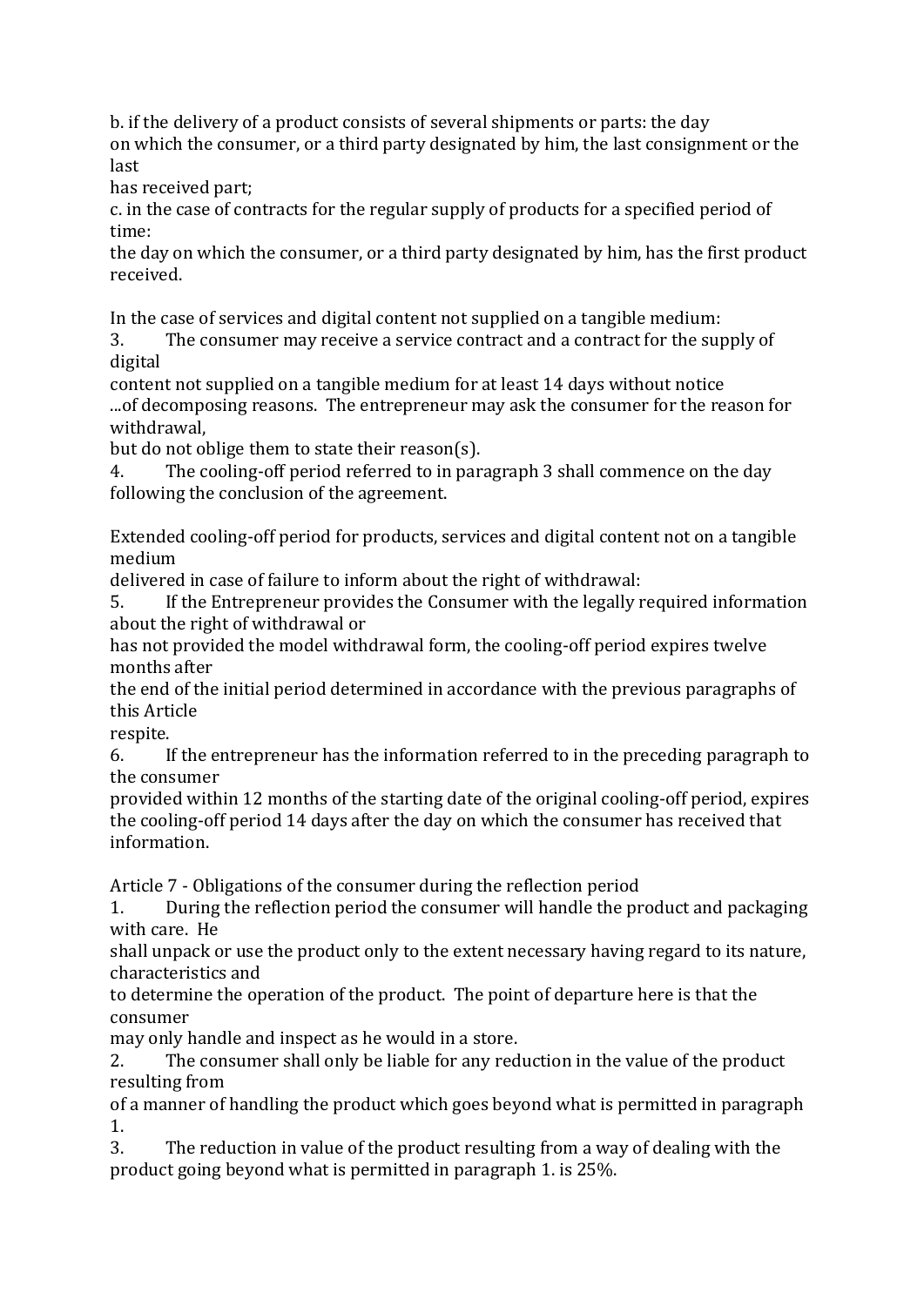b. if the delivery of a product consists of several shipments or parts: the day on which the consumer, or a third party designated by him, the last consignment or the last has received part;

c. in the case of contracts for the regular supply of products for a specified period of time: the day on which the consumer, or a third party designated by him, has the first product received.

In the case of services and digital content not supplied on a tangible medium:

3. The consumer may receive a service contract and a contract for the supply of digital content not supplied on a tangible medium for at least 14 days without notice ...of decomposing reasons. The entrepreneur may ask the consumer for the reason for withdrawal, but do not oblige them to state their reason(s).
4. The cooling-off period referred to in paragraph 3 shall commence on the day following the conclusion of the agreement.

Extended cooling-off period for products, services and digital content not on a tangible medium delivered in case of failure to inform about the right of withdrawal:

5. If the Entrepreneur provides the Consumer with the legally required information about the right of withdrawal or has not provided the model withdrawal form, the cooling-off period expires twelve months after the end of the initial period determined in accordance with the previous paragraphs of this Article respite.
6. If the entrepreneur has the information referred to in the preceding paragraph to the consumer provided within 12 months of the starting date of the original cooling-off period, expires the cooling-off period 14 days after the day on which the consumer has received that information.

Article 7 - Obligations of the consumer during the reflection period

1. During the reflection period the consumer will handle the product and packaging with care. He shall unpack or use the product only to the extent necessary having regard to its nature, characteristics and to determine the operation of the product. The point of departure here is that the consumer may only handle and inspect as he would in a store.
2. The consumer shall only be liable for any reduction in the value of the product resulting from of a manner of handling the product which goes beyond what is permitted in paragraph 1.
3. The reduction in value of the product resulting from a way of dealing with the product going beyond what is permitted in paragraph 1. is 25%.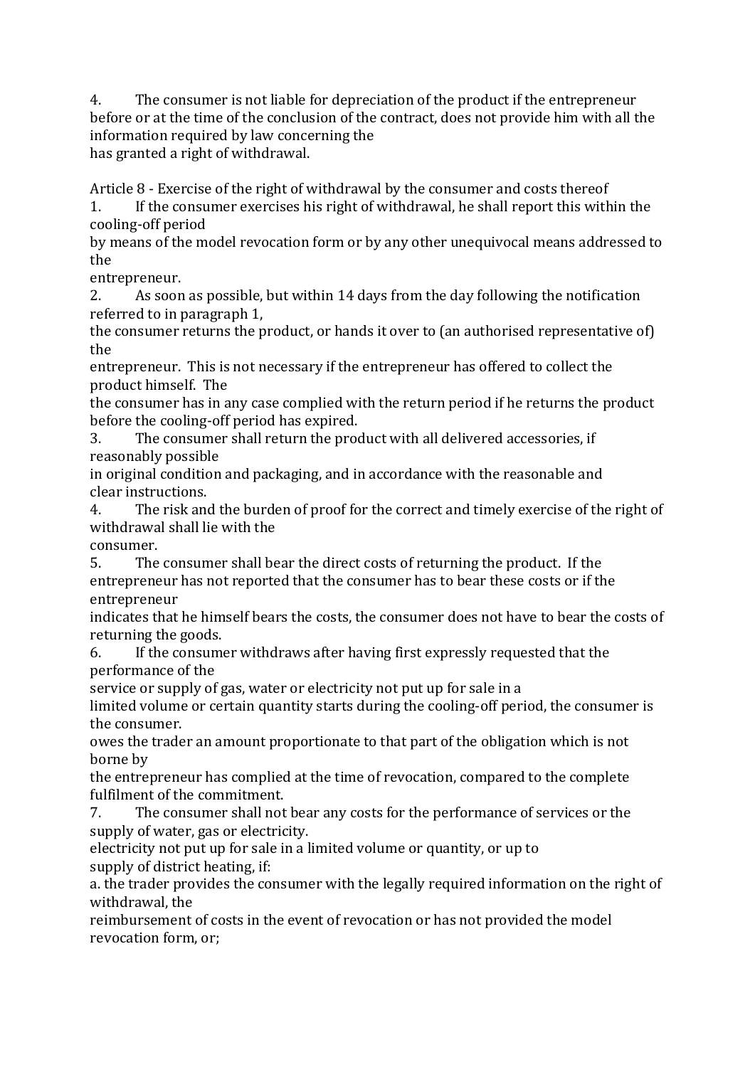4. The consumer is not liable for depreciation of the product if the entrepreneur before or at the time of the conclusion of the contract, does not provide him with all the information required by law concerning the
has granted a right of withdrawal.

Article 8 - Exercise of the right of withdrawal by the consumer and costs thereof

1. If the consumer exercises his right of withdrawal, he shall report this within the cooling-off period
by means of the model revocation form or by any other unequivocal means addressed to the
entrepreneur.
2. As soon as possible, but within 14 days from the day following the notification referred to in paragraph 1,
the consumer returns the product, or hands it over to (an authorised representative of) the
entrepreneur. This is not necessary if the entrepreneur has offered to collect the product himself. The
the consumer has in any case complied with the return period if he returns the product before the cooling-off period has expired.
3. The consumer shall return the product with all delivered accessories, if reasonably possible
in original condition and packaging, and in accordance with the reasonable and
clear instructions.
4. The risk and the burden of proof for the correct and timely exercise of the right of withdrawal shall lie with the
consumer.
5. The consumer shall bear the direct costs of returning the product. If the entrepreneur has not reported that the consumer has to bear these costs or if the entrepreneur
indicates that he himself bears the costs, the consumer does not have to bear the costs of returning the goods.
6. If the consumer withdraws after having first expressly requested that the performance of the
service or supply of gas, water or electricity not put up for sale in a
limited volume or certain quantity starts during the cooling-off period, the consumer is the consumer.
owes the trader an amount proportionate to that part of the obligation which is not borne by
the entrepreneur has complied at the time of revocation, compared to the complete fulfilment of the commitment.
7. The consumer shall not bear any costs for the performance of services or the supply of water, gas or electricity.
electricity not put up for sale in a limited volume or quantity, or up to
supply of district heating, if:

a. the trader provides the consumer with the legally required information on the right of withdrawal, the
reimbursement of costs in the event of revocation or has not provided the model revocation form, or;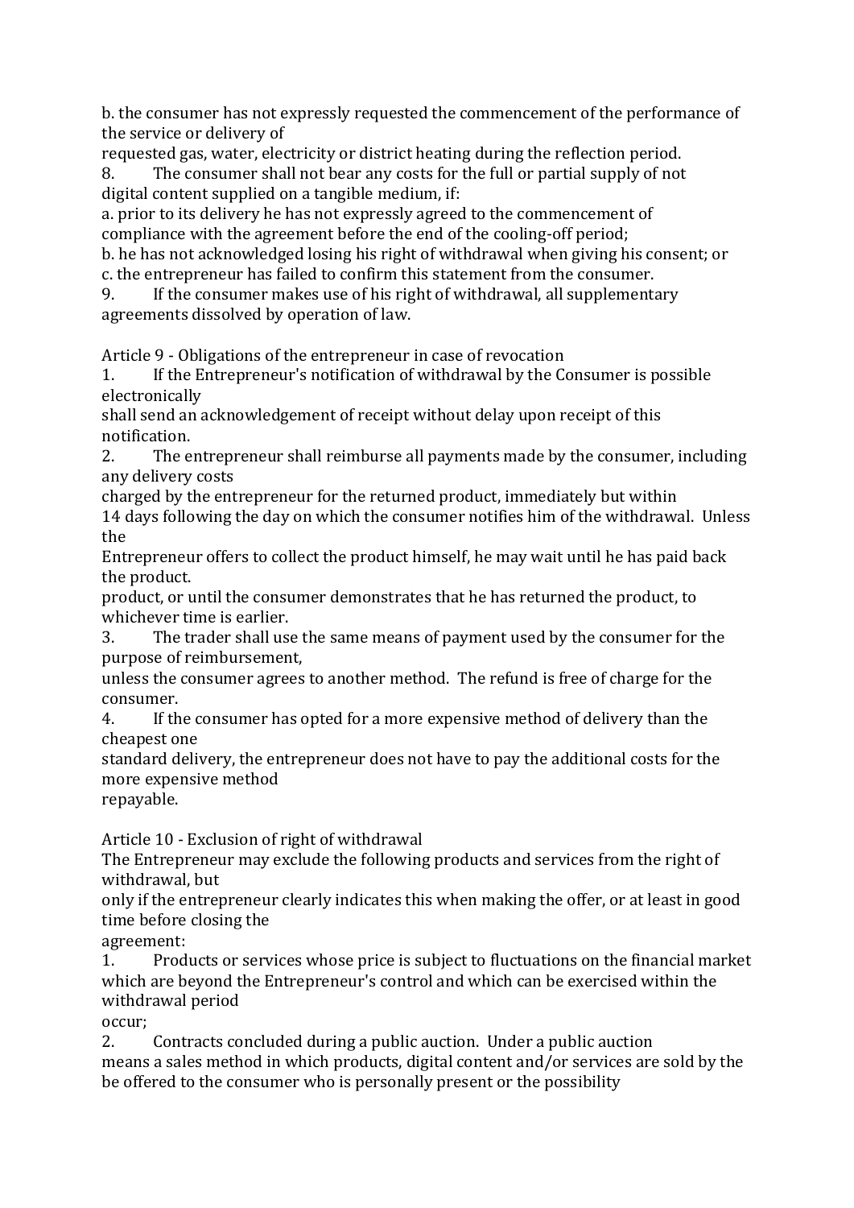b. the consumer has not expressly requested the commencement of the performance of the service or delivery of
requested gas, water, electricity or district heating during the reflection period.

8. The consumer shall not bear any costs for the full or partial supply of not digital content supplied on a tangible medium, if:
a. prior to its delivery he has not expressly agreed to the commencement of compliance with the agreement before the end of the cooling-off period;
b. he has not acknowledged losing his right of withdrawal when giving his consent; or
c. the entrepreneur has failed to confirm this statement from the consumer.

9. If the consumer makes use of his right of withdrawal, all supplementary agreements dissolved by operation of law.

Article 9 - Obligations of the entrepreneur in case of revocation

1. If the Entrepreneur's notification of withdrawal by the Consumer is possible electronically
shall send an acknowledgement of receipt without delay upon receipt of this notification.

2. The entrepreneur shall reimburse all payments made by the consumer, including any delivery costs
charged by the entrepreneur for the returned product, immediately but within
14 days following the day on which the consumer notifies him of the withdrawal. Unless the
Entrepreneur offers to collect the product himself, he may wait until he has paid back the product.
product, or until the consumer demonstrates that he has returned the product, to whichever time is earlier.

3. The trader shall use the same means of payment used by the consumer for the purpose of reimbursement,
unless the consumer agrees to another method. The refund is free of charge for the consumer.

4. If the consumer has opted for a more expensive method of delivery than the cheapest one
standard delivery, the entrepreneur does not have to pay the additional costs for the more expensive method
repayable.

Article 10 - Exclusion of right of withdrawal

The Entrepreneur may exclude the following products and services from the right of withdrawal, but
only if the entrepreneur clearly indicates this when making the offer, or at least in good time before closing the
agreement:

1. Products or services whose price is subject to fluctuations on the financial market which are beyond the Entrepreneur's control and which can be exercised within the withdrawal period
occur;

2. Contracts concluded during a public auction. Under a public auction
means a sales method in which products, digital content and/or services are sold by the be offered to the consumer who is personally present or the possibility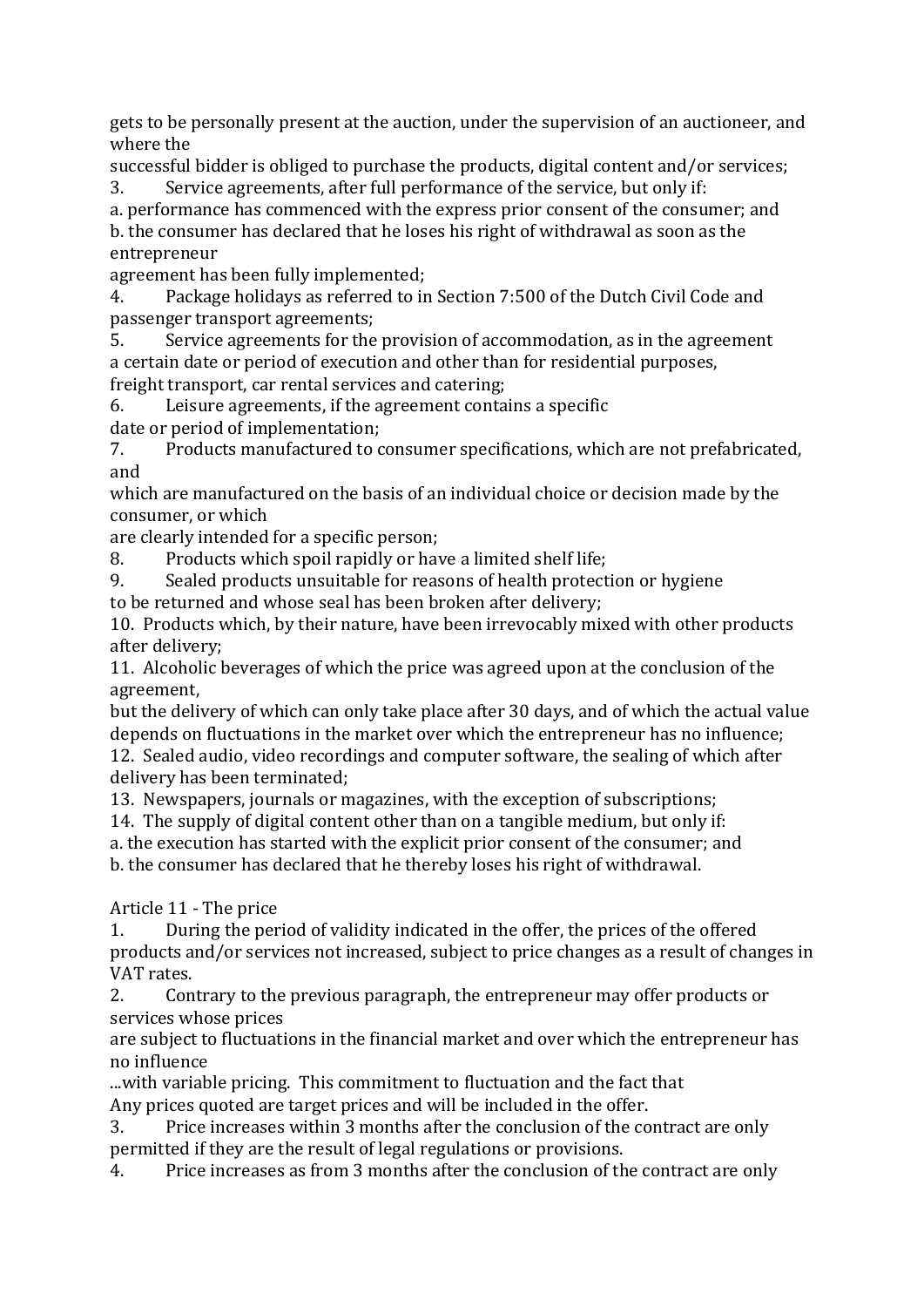gets to be personally present at the auction, under the supervision of an auctioneer, and where the
successful bidder is obliged to purchase the products, digital content and/or services;

3. Service agreements, after full performance of the service, but only if:
a. performance has commenced with the express prior consent of the consumer; and
b. the consumer has declared that he loses his right of withdrawal as soon as the entrepreneur
agreement has been fully implemented;
4. Package holidays as referred to in Section 7:500 of the Dutch Civil Code and passenger transport agreements;
5. Service agreements for the provision of accommodation, as in the agreement
a certain date or period of execution and other than for residential purposes,
freight transport, car rental services and catering;
6. Leisure agreements, if the agreement contains a specific
date or period of implementation;
7. Products manufactured to consumer specifications, which are not prefabricated, and
which are manufactured on the basis of an individual choice or decision made by the consumer, or which
are clearly intended for a specific person;
8. Products which spoil rapidly or have a limited shelf life;
9. Sealed products unsuitable for reasons of health protection or hygiene
to be returned and whose seal has been broken after delivery;
10. Products which, by their nature, have been irrevocably mixed with other products after delivery;
11. Alcoholic beverages of which the price was agreed upon at the conclusion of the agreement,
but the delivery of which can only take place after 30 days, and of which the actual value depends on fluctuations in the market over which the entrepreneur has no influence;
12. Sealed audio, video recordings and computer software, the sealing of which after delivery has been terminated;
13. Newspapers, journals or magazines, with the exception of subscriptions;
14. The supply of digital content other than on a tangible medium, but only if:
a. the execution has started with the explicit prior consent of the consumer; and
b. the consumer has declared that he thereby loses his right of withdrawal.

Article 11 - The price

1. During the period of validity indicated in the offer, the prices of the offered products and/or services not increased, subject to price changes as a result of changes in VAT rates.
2. Contrary to the previous paragraph, the entrepreneur may offer products or services whose prices
are subject to fluctuations in the financial market and over which the entrepreneur has no influence
...with variable pricing. This commitment to fluctuation and the fact that
Any prices quoted are target prices and will be included in the offer.
3. Price increases within 3 months after the conclusion of the contract are only permitted if they are the result of legal regulations or provisions.
4. Price increases as from 3 months after the conclusion of the contract are only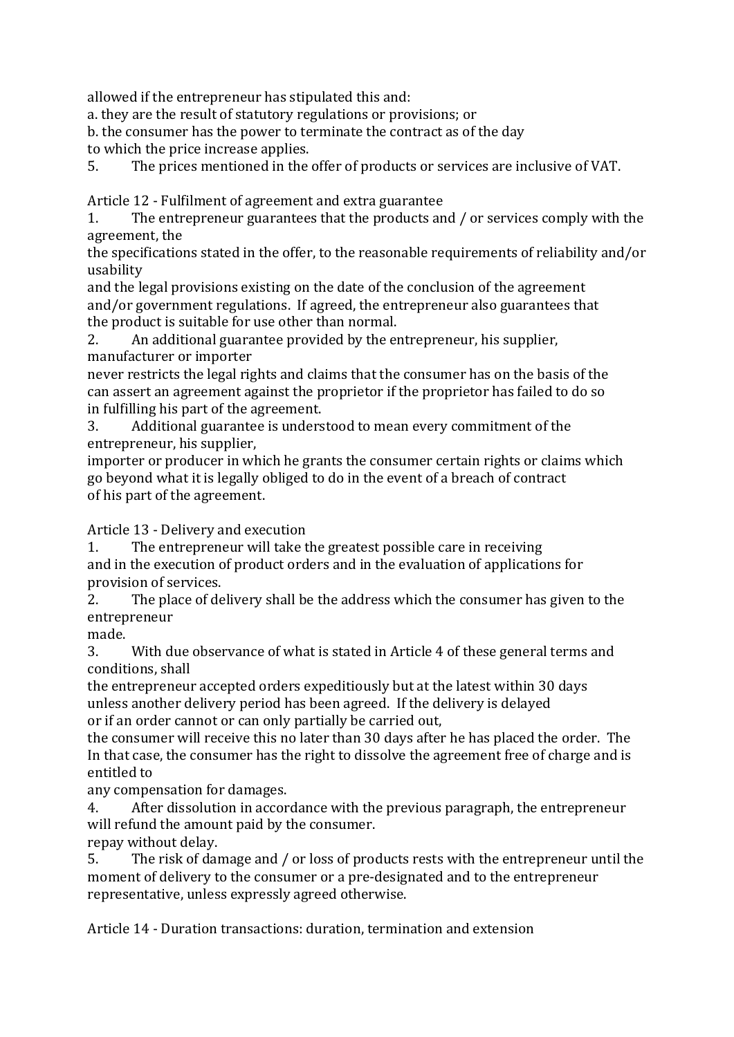allowed if the entrepreneur has stipulated this and:

a. they are the result of statutory regulations or provisions; or

b. the consumer has the power to terminate the contract as of the day to which the price increase applies.

5. The prices mentioned in the offer of products or services are inclusive of VAT.

Article 12 - Fulfilment of agreement and extra guarantee

1. The entrepreneur guarantees that the products and / or services comply with the agreement, the specifications stated in the offer, to the reasonable requirements of reliability and/or usability and the legal provisions existing on the date of the conclusion of the agreement and/or government regulations. If agreed, the entrepreneur also guarantees that the product is suitable for use other than normal.

2. An additional guarantee provided by the entrepreneur, his supplier, manufacturer or importer never restricts the legal rights and claims that the consumer has on the basis of the can assert an agreement against the proprietor if the proprietor has failed to do so in fulfilling his part of the agreement.

3. Additional guarantee is understood to mean every commitment of the entrepreneur, his supplier, importer or producer in which he grants the consumer certain rights or claims which go beyond what it is legally obliged to do in the event of a breach of contract of his part of the agreement.

Article 13 - Delivery and execution

1. The entrepreneur will take the greatest possible care in receiving and in the execution of product orders and in the evaluation of applications for provision of services.

2. The place of delivery shall be the address which the consumer has given to the entrepreneur made.

3. With due observance of what is stated in Article 4 of these general terms and conditions, shall the entrepreneur accepted orders expeditiously but at the latest within 30 days unless another delivery period has been agreed. If the delivery is delayed or if an order cannot or can only partially be carried out, the consumer will receive this no later than 30 days after he has placed the order. The In that case, the consumer has the right to dissolve the agreement free of charge and is entitled to any compensation for damages.

4. After dissolution in accordance with the previous paragraph, the entrepreneur will refund the amount paid by the consumer. repay without delay.

5. The risk of damage and / or loss of products rests with the entrepreneur until the moment of delivery to the consumer or a pre-designated and to the entrepreneur representative, unless expressly agreed otherwise.

Article 14 - Duration transactions: duration, termination and extension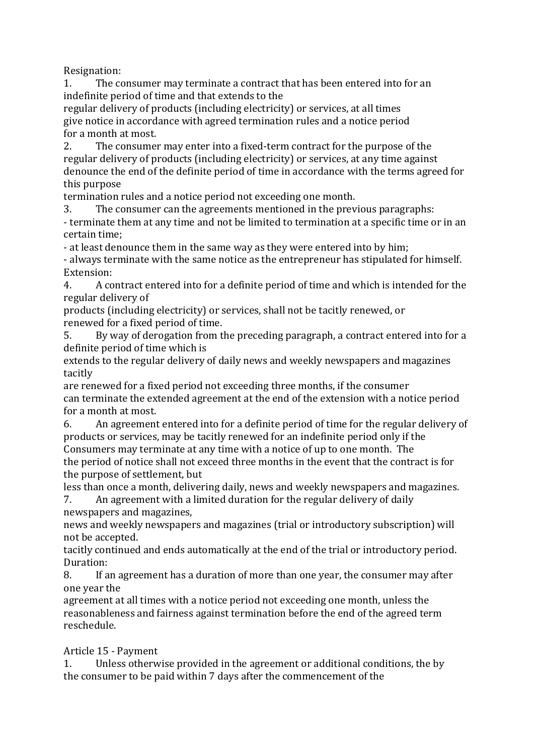Resignation:

1. The consumer may terminate a contract that has been entered into for an indefinite period of time and that extends to the regular delivery of products (including electricity) or services, at all times give notice in accordance with agreed termination rules and a notice period for a month at most.
2. The consumer may enter into a fixed-term contract for the purpose of the regular delivery of products (including electricity) or services, at any time against denounce the end of the definite period of time in accordance with the terms agreed for this purpose termination rules and a notice period not exceeding one month.
3. The consumer can the agreements mentioned in the previous paragraphs:
   - terminate them at any time and not be limited to termination at a specific time or in an certain time;
   - at least denounce them in the same way as they were entered into by him;
   - always terminate with the same notice as the entrepreneur has stipulated for himself.

Extension:

4. A contract entered into for a definite period of time and which is intended for the regular delivery of products (including electricity) or services, shall not be tacitly renewed, or renewed for a fixed period of time.
5. By way of derogation from the preceding paragraph, a contract entered into for a definite period of time which is extends to the regular delivery of daily news and weekly newspapers and magazines tacitly are renewed for a fixed period not exceeding three months, if the consumer can terminate the extended agreement at the end of the extension with a notice period for a month at most.
6. An agreement entered into for a definite period of time for the regular delivery of products or services, may be tacitly renewed for an indefinite period only if the Consumers may terminate at any time with a notice of up to one month. The the period of notice shall not exceed three months in the event that the contract is for the purpose of settlement, but less than once a month, delivering daily, news and weekly newspapers and magazines.
7. An agreement with a limited duration for the regular delivery of daily newspapers and magazines, news and weekly newspapers and magazines (trial or introductory subscription) will not be accepted. tacitly continued and ends automatically at the end of the trial or introductory period.

Duration:

8. If an agreement has a duration of more than one year, the consumer may after one year the agreement at all times with a notice period not exceeding one month, unless the reasonableness and fairness against termination before the end of the agreed term reschedule.

## Article 15 - Payment

1. Unless otherwise provided in the agreement or additional conditions, the by the consumer to be paid within 7 days after the commencement of the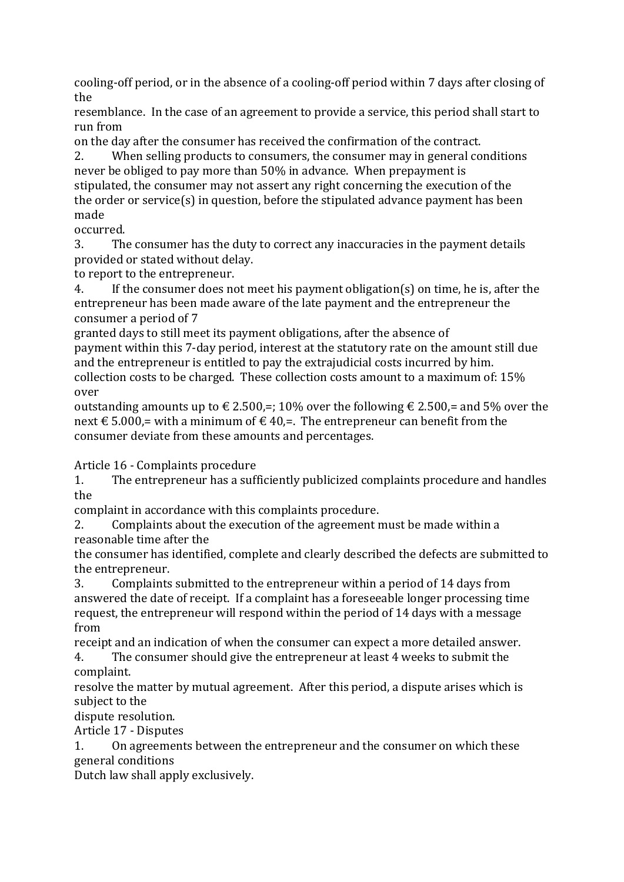cooling-off period, or in the absence of a cooling-off period within 7 days after closing of the
resemblance. In the case of an agreement to provide a service, this period shall start to run from
on the day after the consumer has received the confirmation of the contract.

2. When selling products to consumers, the consumer may in general conditions never be obliged to pay more than 50% in advance. When prepayment is stipulated, the consumer may not assert any right concerning the execution of the the order or service(s) in question, before the stipulated advance payment has been made
occurred.

3. The consumer has the duty to correct any inaccuracies in the payment details provided or stated without delay.
to report to the entrepreneur.

4. If the consumer does not meet his payment obligation(s) on time, he is, after the entrepreneur has been made aware of the late payment and the entrepreneur the consumer a period of 7
granted days to still meet its payment obligations, after the absence of
payment within this 7-day period, interest at the statutory rate on the amount still due and the entrepreneur is entitled to pay the extrajudicial costs incurred by him.
collection costs to be charged. These collection costs amount to a maximum of: 15% over
outstanding amounts up to € 2.500,=; 10% over the following € 2.500,= and 5% over the next € 5.000,= with a minimum of € 40,=. The entrepreneur can benefit from the consumer deviate from these amounts and percentages.

Article 16 - Complaints procedure

1. The entrepreneur has a sufficiently publicized complaints procedure and handles the
complaint in accordance with this complaints procedure.

2. Complaints about the execution of the agreement must be made within a reasonable time after the
the consumer has identified, complete and clearly described the defects are submitted to the entrepreneur.

3. Complaints submitted to the entrepreneur within a period of 14 days from answered the date of receipt. If a complaint has a foreseeable longer processing time request, the entrepreneur will respond within the period of 14 days with a message from
receipt and an indication of when the consumer can expect a more detailed answer.

4. The consumer should give the entrepreneur at least 4 weeks to submit the complaint.
resolve the matter by mutual agreement. After this period, a dispute arises which is subject to the
dispute resolution.

Article 17 - Disputes

1. On agreements between the entrepreneur and the consumer on which these general conditions
Dutch law shall apply exclusively.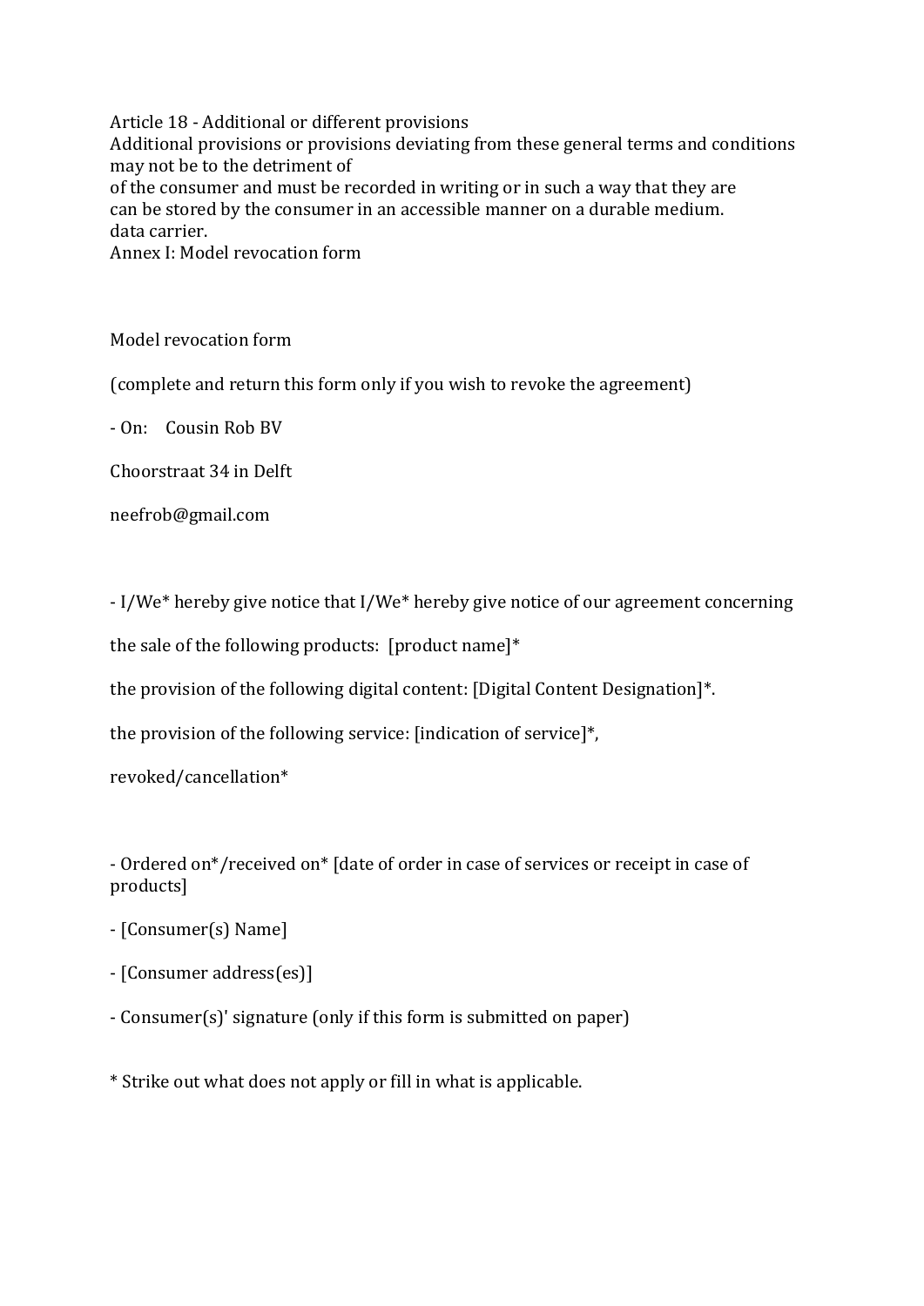Article 18 - Additional or different provisions
Additional provisions or provisions deviating from these general terms and conditions may not be to the detriment of
of the consumer and must be recorded in writing or in such a way that they are
can be stored by the consumer in an accessible manner on a durable medium.
data carrier.
Annex I: Model revocation form

Model revocation form

(complete and return this form only if you wish to revoke the agreement)

- On: Cousin Rob BV

Choorstraat 34 in Delft

neefrob@gmail.com

- I/We* hereby give notice that I/We* hereby give notice of our agreement concerning

the sale of the following products: [product name]*

the provision of the following digital content: [Digital Content Designation]*.

the provision of the following service: [indication of service]*,

revoked/cancellation*

- Ordered on*/received on* [date of order in case of services or receipt in case of products]

- [Consumer(s) Name]

- [Consumer address(es)]

- Consumer(s)' signature (only if this form is submitted on paper)

* Strike out what does not apply or fill in what is applicable.